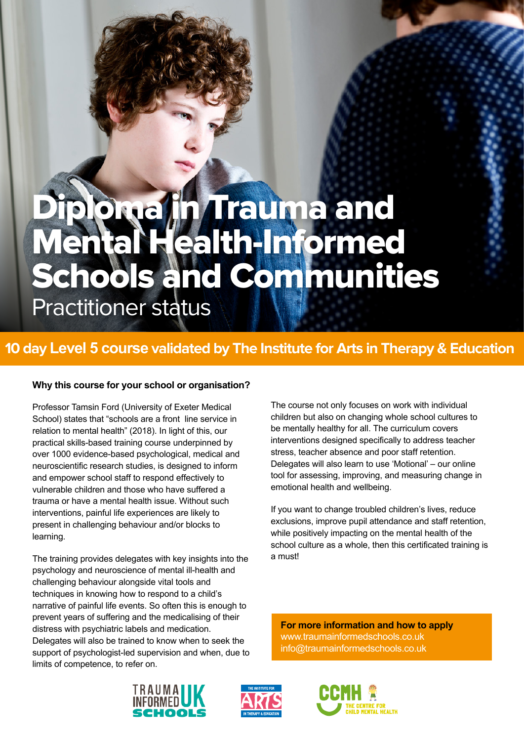# Diploma in Trauma and Mental Health-Informed Schools and Communities

## Practitioner status

**10 day Level 5 course validated by The Institute for Arts in Therapy & Education**

### Why this course for your school or organisation?

Professor Tamsin Ford (University of Exeter Medical School) states that "schools are a front line service in relation to mental health" (2018). In light of this, our practical skills-based training course underpinned by over 1000 evidence-based psychological, medical and neuroscientific research studies, is designed to inform and empower school staff to respond effectively to vulnerable children and those who have suffered a trauma or have a mental health issue. Without such interventions, painful life experiences are likely to present in challenging behaviour and/or blocks to learning.

The training provides delegates with key insights into the psychology and neuroscience of mental ill-health and challenging behaviour alongside vital tools and techniques in knowing how to respond to a child's narrative of painful life events. So often this is enough to prevent years of suffering and the medicalising of their distress with psychiatric labels and medication. Delegates will also be trained to know when to seek the support of psychologist-led supervision and when, due to limits of competence, to refer on.

The course not only focuses on work with individual children but also on changing whole school cultures to be mentally healthy for all. The curriculum covers interventions designed specifically to address teacher stress, teacher absence and poor staff retention. Delegates will also learn to use 'Motional' – our online tool for assessing, improving, and measuring change in emotional health and wellbeing.

If you want to change troubled children's lives, reduce exclusions, improve pupil attendance and staff retention, while positively impacting on the mental health of the school culture as a whole, then this certificated training is a must!

**For more information and how to apply**
www.traumainformedschools.co.uk
info@traumainformedschools.co.uk

TRAUMA INFORMED UK SCHOOLS

THE INSTITUTE FOR ARTS IN THERAPY & EDUCATION

CCMH THE CENTRE FOR CHILD MENTAL HEALTH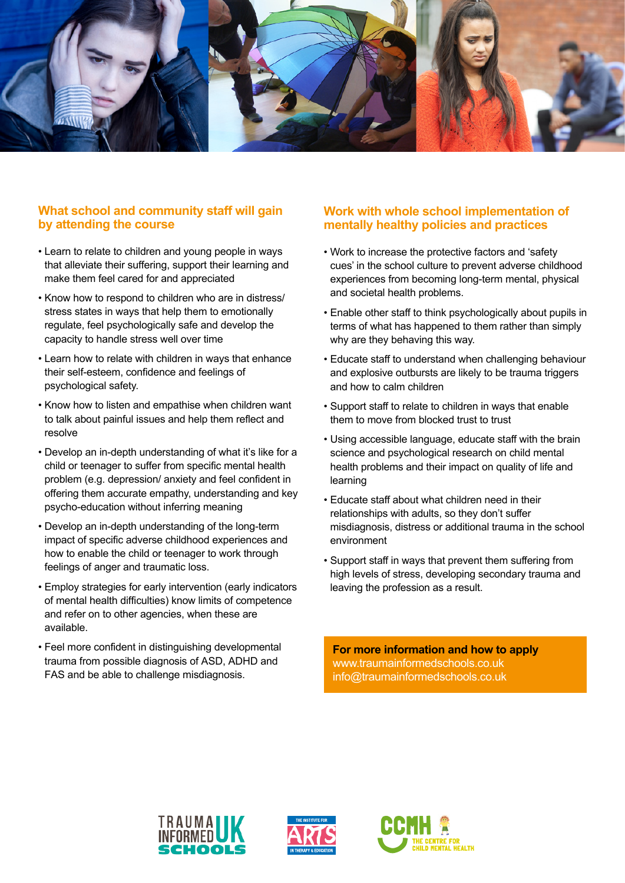## What school and community staff will gain by attending the course

- Learn to relate to children and young people in ways that alleviate their suffering, support their learning and make them feel cared for and appreciated
- Know how to respond to children who are in distress/ stress states in ways that help them to emotionally regulate, feel psychologically safe and develop the capacity to handle stress well over time
- Learn how to relate with children in ways that enhance their self-esteem, confidence and feelings of psychological safety.
- Know how to listen and empathise when children want to talk about painful issues and help them reflect and resolve
- Develop an in-depth understanding of what it's like for a child or teenager to suffer from specific mental health problem (e.g. depression/ anxiety and feel confident in offering them accurate empathy, understanding and key psycho-education without inferring meaning
- Develop an in-depth understanding of the long-term impact of specific adverse childhood experiences and how to enable the child or teenager to work through feelings of anger and traumatic loss.
- Employ strategies for early intervention (early indicators of mental health difficulties) know limits of competence and refer on to other agencies, when these are available.
- Feel more confident in distinguishing developmental trauma from possible diagnosis of ASD, ADHD and FAS and be able to challenge misdiagnosis.

## Work with whole school implementation of mentally healthy policies and practices

- Work to increase the protective factors and 'safety cues' in the school culture to prevent adverse childhood experiences from becoming long-term mental, physical and societal health problems.
- Enable other staff to think psychologically about pupils in terms of what has happened to them rather than simply why are they behaving this way.
- Educate staff to understand when challenging behaviour and explosive outbursts are likely to be trauma triggers and how to calm children
- Support staff to relate to children in ways that enable them to move from blocked trust to trust
- Using accessible language, educate staff with the brain science and psychological research on child mental health problems and their impact on quality of life and learning
- Educate staff about what children need in their relationships with adults, so they don't suffer misdiagnosis, distress or additional trauma in the school environment
- Support staff in ways that prevent them suffering from high levels of stress, developing secondary trauma and leaving the profession as a result.

**For more information and how to apply**
www.traumainformedschools.co.uk
info@traumainformedschools.co.uk

TRAUMA INFORMED UK SCHOOLS

THE INSTITUTE FOR ARTS IN THERAPY & EDUCATION

CCMH THE CENTRE FOR CHILD MENTAL HEALTH